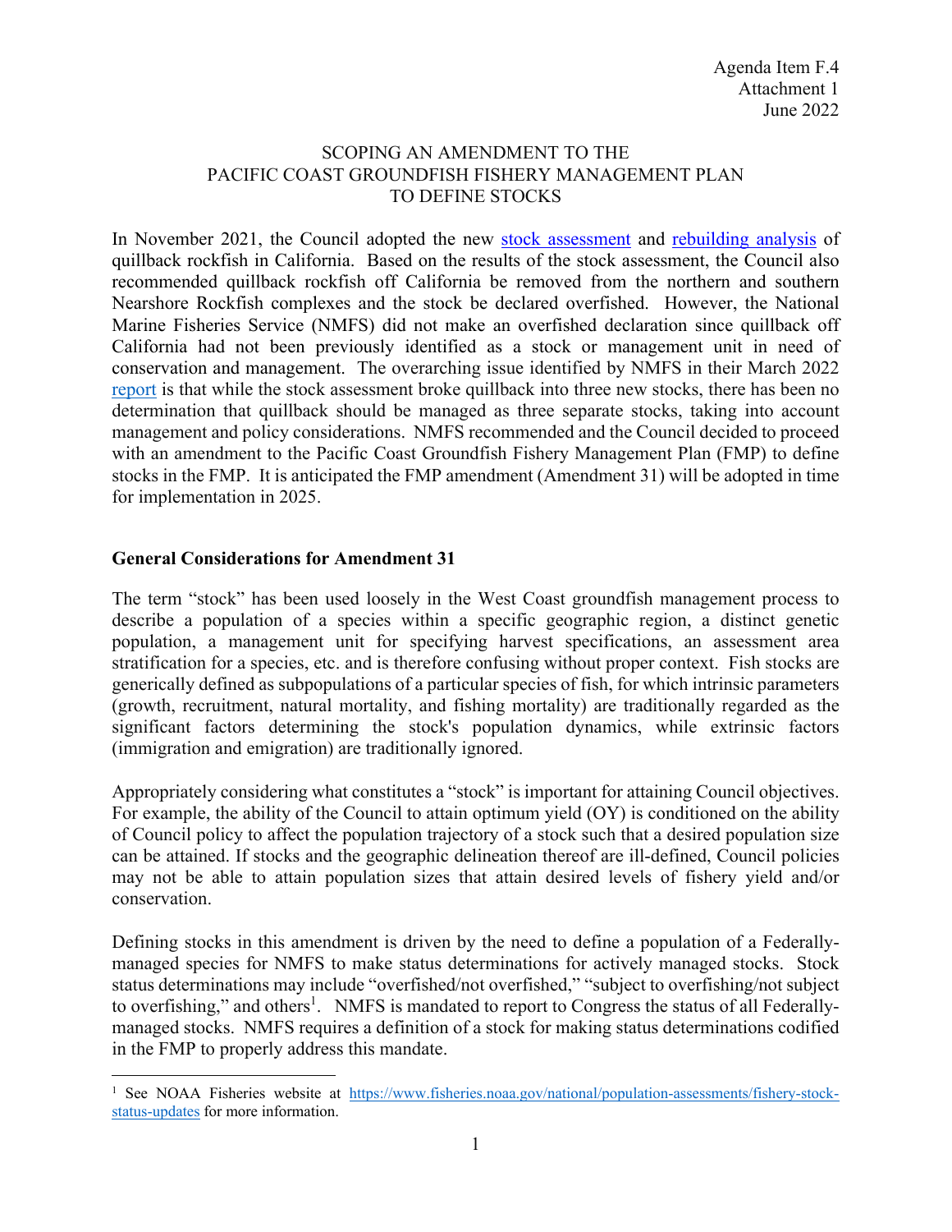Agenda Item F.4
Attachment 1
June 2022

# SCOPING AN AMENDMENT TO THE PACIFIC COAST GROUNDFISH FISHERY MANAGEMENT PLAN TO DEFINE STOCKS

In November 2021, the Council adopted the new [stock assessment](#) and [rebuilding analysis](#) of quillback rockfish in California. Based on the results of the stock assessment, the Council also recommended quillback rockfish off California be removed from the northern and southern Nearshore Rockfish complexes and the stock be declared overfished. However, the National Marine Fisheries Service (NMFS) did not make an overfished declaration since quillback off California had not been previously identified as a stock or management unit in need of conservation and management. The overarching issue identified by NMFS in their March 2022 [report](#) is that while the stock assessment broke quillback into three new stocks, there has been no determination that quillback should be managed as three separate stocks, taking into account management and policy considerations. NMFS recommended and the Council decided to proceed with an amendment to the Pacific Coast Groundfish Fishery Management Plan (FMP) to define stocks in the FMP. It is anticipated the FMP amendment (Amendment 31) will be adopted in time for implementation in 2025.

## General Considerations for Amendment 31

The term "stock" has been used loosely in the West Coast groundfish management process to describe a population of a species within a specific geographic region, a distinct genetic population, a management unit for specifying harvest specifications, an assessment area stratification for a species, etc. and is therefore confusing without proper context. Fish stocks are generically defined as subpopulations of a particular species of fish, for which intrinsic parameters (growth, recruitment, natural mortality, and fishing mortality) are traditionally regarded as the significant factors determining the stock's population dynamics, while extrinsic factors (immigration and emigration) are traditionally ignored.

Appropriately considering what constitutes a "stock" is important for attaining Council objectives. For example, the ability of the Council to attain optimum yield (OY) is conditioned on the ability of Council policy to affect the population trajectory of a stock such that a desired population size can be attained. If stocks and the geographic delineation thereof are ill-defined, Council policies may not be able to attain population sizes that attain desired levels of fishery yield and/or conservation.

Defining stocks in this amendment is driven by the need to define a population of a Federally-managed species for NMFS to make status determinations for actively managed stocks. Stock status determinations may include "overfished/not overfished," "subject to overfishing/not subject to overfishing," and others[1]. NMFS is mandated to report to Congress the status of all Federally-managed stocks. NMFS requires a definition of a stock for making status determinations codified in the FMP to properly address this mandate.

---

[1] See NOAA Fisheries website at [https://www.fisheries.noaa.gov/national/population-assessments/fishery-stock-status-updates](https://www.fisheries.noaa.gov/national/population-assessments/fishery-stock-status-updates) for more information.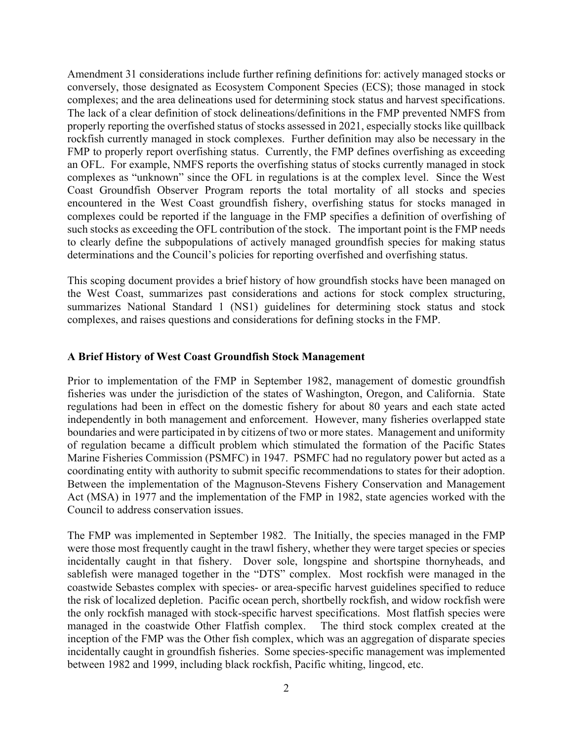Amendment 31 considerations include further refining definitions for: actively managed stocks or conversely, those designated as Ecosystem Component Species (ECS); those managed in stock complexes; and the area delineations used for determining stock status and harvest specifications. The lack of a clear definition of stock delineations/definitions in the FMP prevented NMFS from properly reporting the overfished status of stocks assessed in 2021, especially stocks like quillback rockfish currently managed in stock complexes. Further definition may also be necessary in the FMP to properly report overfishing status. Currently, the FMP defines overfishing as exceeding an OFL. For example, NMFS reports the overfishing status of stocks currently managed in stock complexes as "unknown" since the OFL in regulations is at the complex level. Since the West Coast Groundfish Observer Program reports the total mortality of all stocks and species encountered in the West Coast groundfish fishery, overfishing status for stocks managed in complexes could be reported if the language in the FMP specifies a definition of overfishing of such stocks as exceeding the OFL contribution of the stock. The important point is the FMP needs to clearly define the subpopulations of actively managed groundfish species for making status determinations and the Council's policies for reporting overfished and overfishing status.

This scoping document provides a brief history of how groundfish stocks have been managed on the West Coast, summarizes past considerations and actions for stock complex structuring, summarizes National Standard 1 (NS1) guidelines for determining stock status and stock complexes, and raises questions and considerations for defining stocks in the FMP.

## A Brief History of West Coast Groundfish Stock Management

Prior to implementation of the FMP in September 1982, management of domestic groundfish fisheries was under the jurisdiction of the states of Washington, Oregon, and California. State regulations had been in effect on the domestic fishery for about 80 years and each state acted independently in both management and enforcement. However, many fisheries overlapped state boundaries and were participated in by citizens of two or more states. Management and uniformity of regulation became a difficult problem which stimulated the formation of the Pacific States Marine Fisheries Commission (PSMFC) in 1947. PSMFC had no regulatory power but acted as a coordinating entity with authority to submit specific recommendations to states for their adoption. Between the implementation of the Magnuson-Stevens Fishery Conservation and Management Act (MSA) in 1977 and the implementation of the FMP in 1982, state agencies worked with the Council to address conservation issues.

The FMP was implemented in September 1982. The Initially, the species managed in the FMP were those most frequently caught in the trawl fishery, whether they were target species or species incidentally caught in that fishery. Dover sole, longspine and shortspine thornyheads, and sablefish were managed together in the "DTS" complex. Most rockfish were managed in the coastwide Sebastes complex with species- or area-specific harvest guidelines specified to reduce the risk of localized depletion. Pacific ocean perch, shortbelly rockfish, and widow rockfish were the only rockfish managed with stock-specific harvest specifications. Most flatfish species were managed in the coastwide Other Flatfish complex. The third stock complex created at the inception of the FMP was the Other fish complex, which was an aggregation of disparate species incidentally caught in groundfish fisheries. Some species-specific management was implemented between 1982 and 1999, including black rockfish, Pacific whiting, lingcod, etc.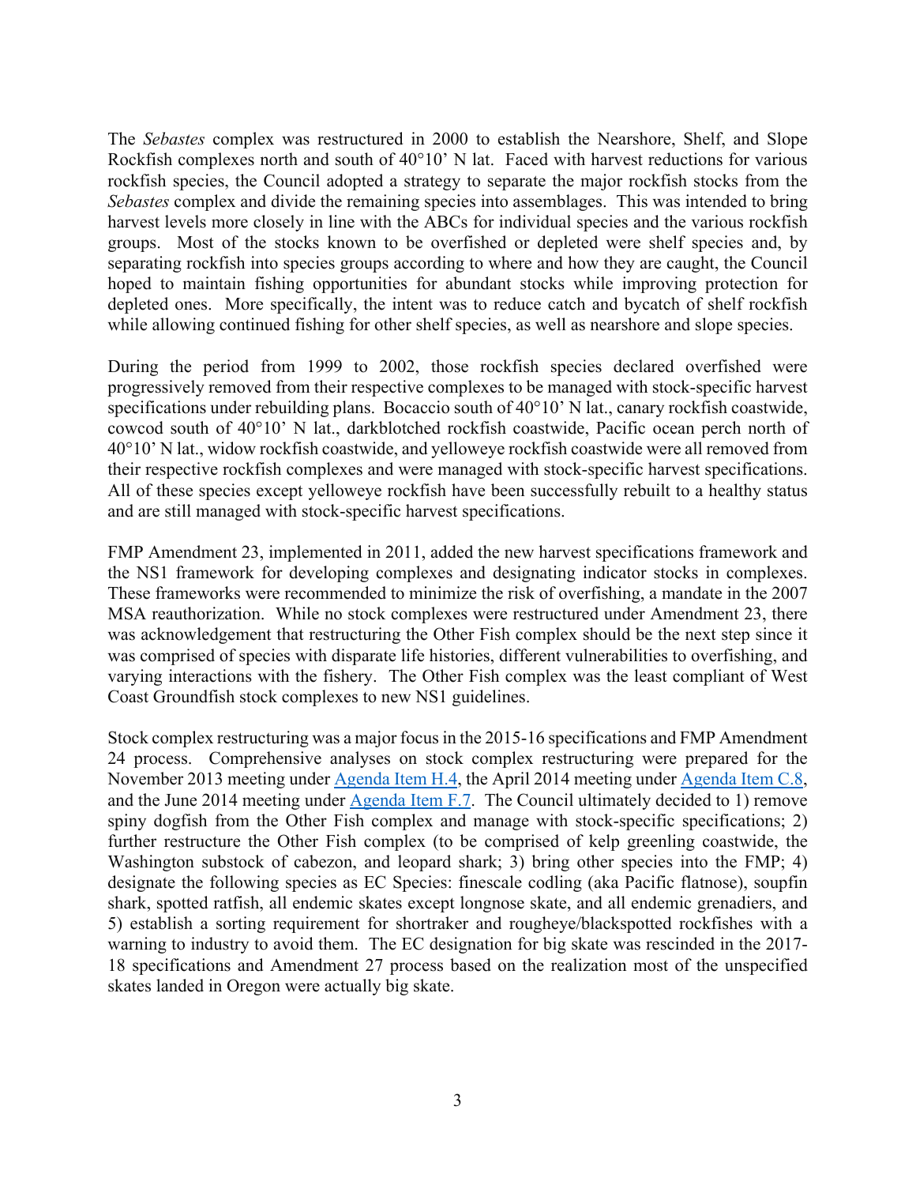The *Sebastes* complex was restructured in 2000 to establish the Nearshore, Shelf, and Slope Rockfish complexes north and south of 40°10' N lat. Faced with harvest reductions for various rockfish species, the Council adopted a strategy to separate the major rockfish stocks from the *Sebastes* complex and divide the remaining species into assemblages. This was intended to bring harvest levels more closely in line with the ABCs for individual species and the various rockfish groups. Most of the stocks known to be overfished or depleted were shelf species and, by separating rockfish into species groups according to where and how they are caught, the Council hoped to maintain fishing opportunities for abundant stocks while improving protection for depleted ones. More specifically, the intent was to reduce catch and bycatch of shelf rockfish while allowing continued fishing for other shelf species, as well as nearshore and slope species.

During the period from 1999 to 2002, those rockfish species declared overfished were progressively removed from their respective complexes to be managed with stock-specific harvest specifications under rebuilding plans. Bocaccio south of 40°10' N lat., canary rockfish coastwide, cowcod south of 40°10' N lat., darkblotched rockfish coastwide, Pacific ocean perch north of 40°10' N lat., widow rockfish coastwide, and yelloweye rockfish coastwide were all removed from their respective rockfish complexes and were managed with stock-specific harvest specifications. All of these species except yelloweye rockfish have been successfully rebuilt to a healthy status and are still managed with stock-specific harvest specifications.

FMP Amendment 23, implemented in 2011, added the new harvest specifications framework and the NS1 framework for developing complexes and designating indicator stocks in complexes. These frameworks were recommended to minimize the risk of overfishing, a mandate in the 2007 MSA reauthorization. While no stock complexes were restructured under Amendment 23, there was acknowledgement that restructuring the Other Fish complex should be the next step since it was comprised of species with disparate life histories, different vulnerabilities to overfishing, and varying interactions with the fishery. The Other Fish complex was the least compliant of West Coast Groundfish stock complexes to new NS1 guidelines.

Stock complex restructuring was a major focus in the 2015-16 specifications and FMP Amendment 24 process. Comprehensive analyses on stock complex restructuring were prepared for the November 2013 meeting under Agenda Item H.4, the April 2014 meeting under Agenda Item C.8, and the June 2014 meeting under Agenda Item F.7. The Council ultimately decided to 1) remove spiny dogfish from the Other Fish complex and manage with stock-specific specifications; 2) further restructure the Other Fish complex (to be comprised of kelp greenling coastwide, the Washington substock of cabezon, and leopard shark; 3) bring other species into the FMP; 4) designate the following species as EC Species: finescale codling (aka Pacific flatnose), soupfin shark, spotted ratfish, all endemic skates except longnose skate, and all endemic grenadiers, and 5) establish a sorting requirement for shortraker and rougheye/blackspotted rockfishes with a warning to industry to avoid them. The EC designation for big skate was rescinded in the 2017-18 specifications and Amendment 27 process based on the realization most of the unspecified skates landed in Oregon were actually big skate.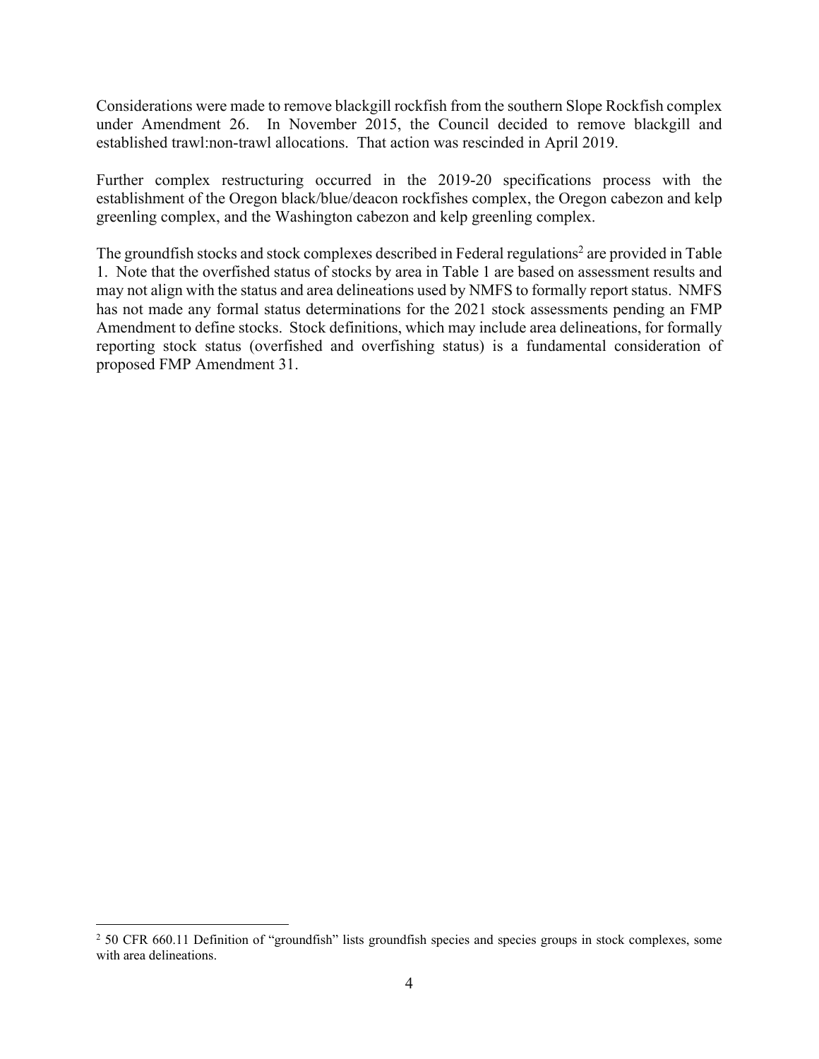Considerations were made to remove blackgill rockfish from the southern Slope Rockfish complex under Amendment 26. In November 2015, the Council decided to remove blackgill and established trawl:non-trawl allocations. That action was rescinded in April 2019.

Further complex restructuring occurred in the 2019-20 specifications process with the establishment of the Oregon black/blue/deacon rockfishes complex, the Oregon cabezon and kelp greenling complex, and the Washington cabezon and kelp greenling complex.

The groundfish stocks and stock complexes described in Federal regulations[2] are provided in Table 1. Note that the overfished status of stocks by area in Table 1 are based on assessment results and may not align with the status and area delineations used by NMFS to formally report status. NMFS has not made any formal status determinations for the 2021 stock assessments pending an FMP Amendment to define stocks. Stock definitions, which may include area delineations, for formally reporting stock status (overfished and overfishing status) is a fundamental consideration of proposed FMP Amendment 31.

[2] 50 CFR 660.11 Definition of "groundfish" lists groundfish species and species groups in stock complexes, some with area delineations.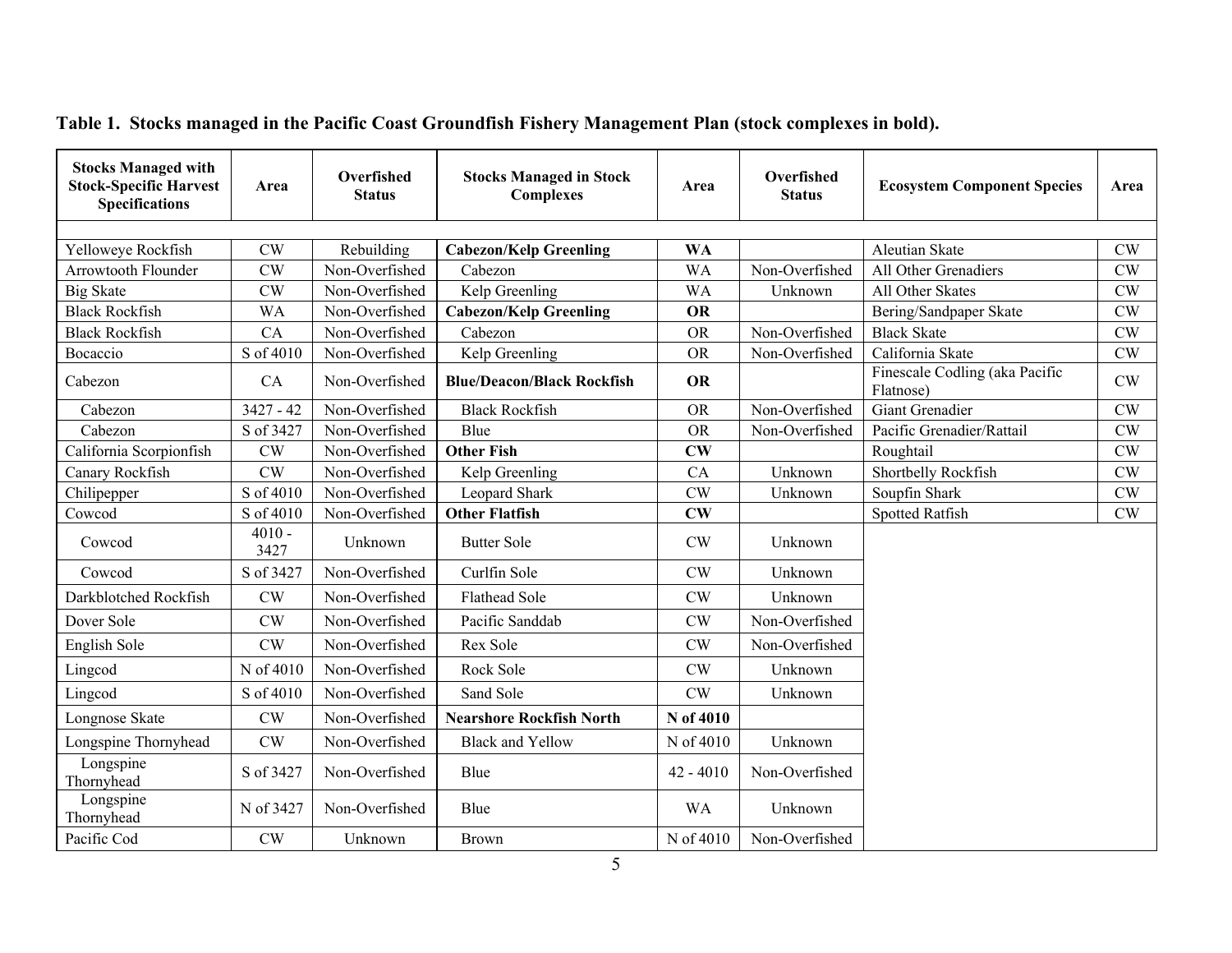**Table 1. Stocks managed in the Pacific Coast Groundfish Fishery Management Plan (stock complexes in bold).**

| Stocks Managed with Stock-Specific Harvest Specifications | Area | Overfished Status | Stocks Managed in Stock Complexes | Area | Overfished Status | Ecosystem Component Species | Area |
|---|---|---|---|---|---|---|---|
| | | | | | | | |
| Yelloweye Rockfish | CW | Rebuilding | **Cabezon/Kelp Greenling** | **WA** | | Aleutian Skate | CW |
| Arrowtooth Flounder | CW | Non-Overfished | Cabezon | WA | Non-Overfished | All Other Grenadiers | CW |
| Big Skate | CW | Non-Overfished | Kelp Greenling | WA | Unknown | All Other Skates | CW |
| Black Rockfish | WA | Non-Overfished | **Cabezon/Kelp Greenling** | **OR** | | Bering/Sandpaper Skate | CW |
| Black Rockfish | CA | Non-Overfished | Cabezon | OR | Non-Overfished | Black Skate | CW |
| Bocaccio | S of 4010 | Non-Overfished | Kelp Greenling | OR | Non-Overfished | California Skate | CW |
| Cabezon | CA | Non-Overfished | **Blue/Deacon/Black Rockfish** | **OR** | | Finescale Codling (aka Pacific Flatnose) | CW |
| Cabezon | 3427 - 42 | Non-Overfished | Black Rockfish | OR | Non-Overfished | Giant Grenadier | CW |
| Cabezon | S of 3427 | Non-Overfished | Blue | OR | Non-Overfished | Pacific Grenadier/Rattail | CW |
| California Scorpionfish | CW | Non-Overfished | **Other Fish** | **CW** | | Roughtail | CW |
| Canary Rockfish | CW | Non-Overfished | Kelp Greenling | CA | Unknown | Shortbelly Rockfish | CW |
| Chilipepper | S of 4010 | Non-Overfished | Leopard Shark | CW | Unknown | Soupfin Shark | CW |
| Cowcod | S of 4010 | Non-Overfished | **Other Flatfish** | **CW** | | Spotted Ratfish | CW |
| Cowcod | 4010 - 3427 | Unknown | Butter Sole | CW | Unknown | | |
| Cowcod | S of 3427 | Non-Overfished | Curlfin Sole | CW | Unknown | | |
| Darkblotched Rockfish | CW | Non-Overfished | Flathead Sole | CW | Unknown | | |
| Dover Sole | CW | Non-Overfished | Pacific Sanddab | CW | Non-Overfished | | |
| English Sole | CW | Non-Overfished | Rex Sole | CW | Non-Overfished | | |
| Lingcod | N of 4010 | Non-Overfished | Rock Sole | CW | Unknown | | |
| Lingcod | S of 4010 | Non-Overfished | Sand Sole | CW | Unknown | | |
| Longnose Skate | CW | Non-Overfished | **Nearshore Rockfish North** | **N of 4010** | | | |
| Longspine Thornyhead | CW | Non-Overfished | Black and Yellow | N of 4010 | Unknown | | |
| Longspine Thornyhead | S of 3427 | Non-Overfished | Blue | 42 - 4010 | Non-Overfished | | |
| Longspine Thornyhead | N of 3427 | Non-Overfished | Blue | WA | Unknown | | |
| Pacific Cod | CW | Unknown | Brown | N of 4010 | Non-Overfished | | |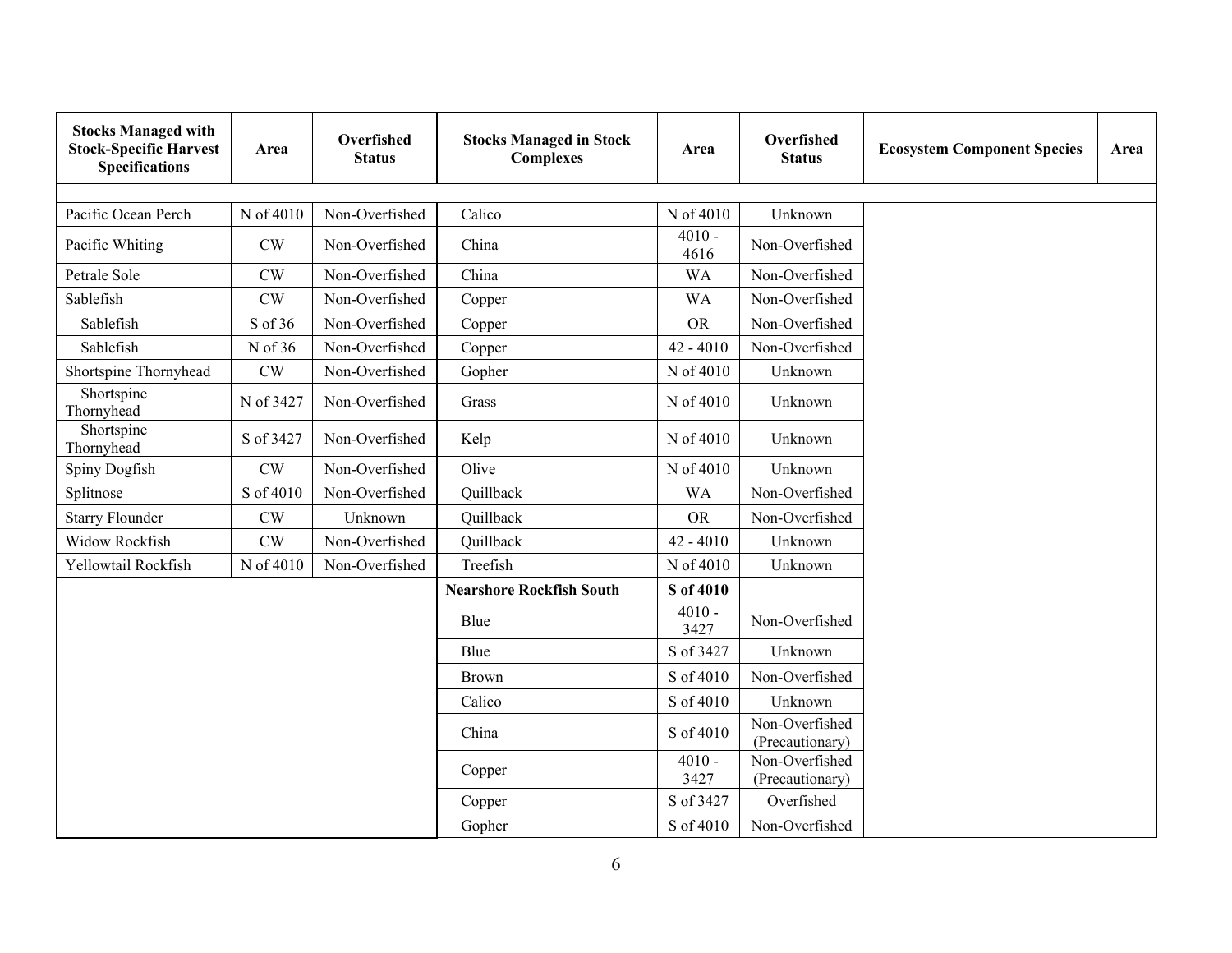| Stocks Managed with Stock-Specific Harvest Specifications | Area | Overfished Status | Stocks Managed in Stock Complexes | Area | Overfished Status | Ecosystem Component Species | Area |
|---|---|---|---|---|---|---|---|
| | | | | | | | |
| Pacific Ocean Perch | N of 4010 | Non-Overfished | Calico | N of 4010 | Unknown | | |
| Pacific Whiting | CW | Non-Overfished | China | 4010 - 4616 | Non-Overfished | | |
| Petrale Sole | CW | Non-Overfished | China | WA | Non-Overfished | | |
| Sablefish | CW | Non-Overfished | Copper | WA | Non-Overfished | | |
| Sablefish | S of 36 | Non-Overfished | Copper | OR | Non-Overfished | | |
| Sablefish | N of 36 | Non-Overfished | Copper | 42 - 4010 | Non-Overfished | | |
| Shortspine Thornyhead | CW | Non-Overfished | Gopher | N of 4010 | Unknown | | |
| Shortspine Thornyhead | N of 3427 | Non-Overfished | Grass | N of 4010 | Unknown | | |
| Shortspine Thornyhead | S of 3427 | Non-Overfished | Kelp | N of 4010 | Unknown | | |
| Spiny Dogfish | CW | Non-Overfished | Olive | N of 4010 | Unknown | | |
| Splitnose | S of 4010 | Non-Overfished | Quillback | WA | Non-Overfished | | |
| Starry Flounder | CW | Unknown | Quillback | OR | Non-Overfished | | |
| Widow Rockfish | CW | Non-Overfished | Quillback | 42 - 4010 | Unknown | | |
| Yellowtail Rockfish | N of 4010 | Non-Overfished | Treefish | N of 4010 | Unknown | | |
| | | | **Nearshore Rockfish South** | **S of 4010** | | | |
| | | | Blue | 4010 - 3427 | Non-Overfished | | |
| | | | Blue | S of 3427 | Unknown | | |
| | | | Brown | S of 4010 | Non-Overfished | | |
| | | | Calico | S of 4010 | Unknown | | |
| | | | China | S of 4010 | Non-Overfished (Precautionary) | | |
| | | | Copper | 4010 - 3427 | Non-Overfished (Precautionary) | | |
| | | | Copper | S of 3427 | Overfished | | |
| | | | Gopher | S of 4010 | Non-Overfished | | |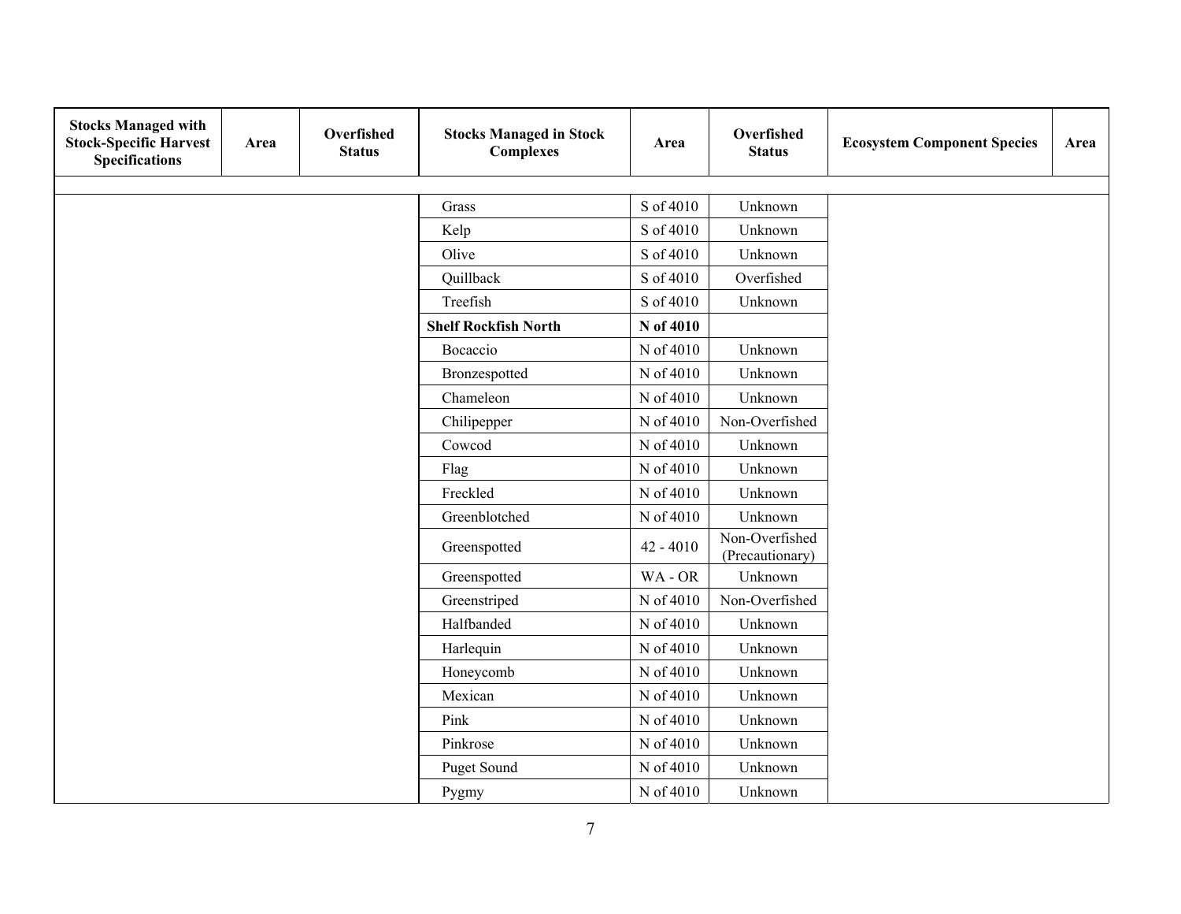| Stocks Managed with Stock-Specific Harvest Specifications | Area | Overfished Status | Stocks Managed in Stock Complexes | Area | Overfished Status | Ecosystem Component Species | Area |
|---|---|---|---|---|---|---|---|
| | | | | | | | |
| | | | Grass | S of 4010 | Unknown | | |
| | | | Kelp | S of 4010 | Unknown | | |
| | | | Olive | S of 4010 | Unknown | | |
| | | | Quillback | S of 4010 | Overfished | | |
| | | | Treefish | S of 4010 | Unknown | | |
| | | | **Shelf Rockfish North** | **N of 4010** | | | |
| | | | Bocaccio | N of 4010 | Unknown | | |
| | | | Bronzespotted | N of 4010 | Unknown | | |
| | | | Chameleon | N of 4010 | Unknown | | |
| | | | Chilipepper | N of 4010 | Non-Overfished | | |
| | | | Cowcod | N of 4010 | Unknown | | |
| | | | Flag | N of 4010 | Unknown | | |
| | | | Freckled | N of 4010 | Unknown | | |
| | | | Greenblotched | N of 4010 | Unknown | | |
| | | | Greenspotted | 42 - 4010 | Non-Overfished (Precautionary) | | |
| | | | Greenspotted | WA - OR | Unknown | | |
| | | | Greenstriped | N of 4010 | Non-Overfished | | |
| | | | Halfbanded | N of 4010 | Unknown | | |
| | | | Harlequin | N of 4010 | Unknown | | |
| | | | Honeycomb | N of 4010 | Unknown | | |
| | | | Mexican | N of 4010 | Unknown | | |
| | | | Pink | N of 4010 | Unknown | | |
| | | | Pinkrose | N of 4010 | Unknown | | |
| | | | Puget Sound | N of 4010 | Unknown | | |
| | | | Pygmy | N of 4010 | Unknown | | |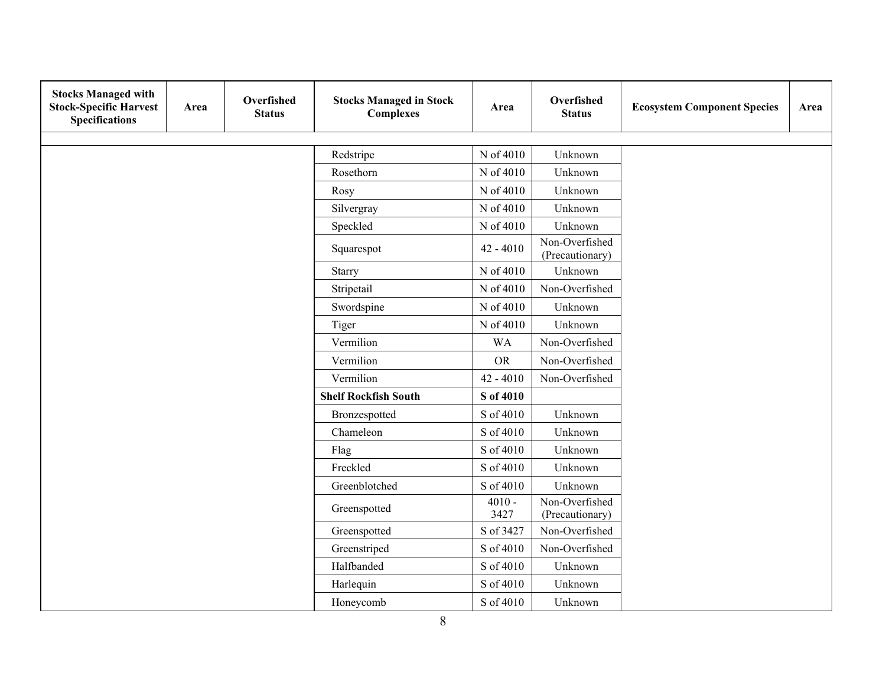| Stocks Managed with Stock-Specific Harvest Specifications | Area | Overfished Status | Stocks Managed in Stock Complexes | Area | Overfished Status | Ecosystem Component Species | Area |
|---|---|---|---|---|---|---|---|
| | | | | | | | |
| | | | Redstripe | N of 4010 | Unknown | | |
| | | | Rosethorn | N of 4010 | Unknown | | |
| | | | Rosy | N of 4010 | Unknown | | |
| | | | Silvergray | N of 4010 | Unknown | | |
| | | | Speckled | N of 4010 | Unknown | | |
| | | | Squarespot | 42 - 4010 | Non-Overfished (Precautionary) | | |
| | | | Starry | N of 4010 | Unknown | | |
| | | | Stripetail | N of 4010 | Non-Overfished | | |
| | | | Swordspine | N of 4010 | Unknown | | |
| | | | Tiger | N of 4010 | Unknown | | |
| | | | Vermilion | WA | Non-Overfished | | |
| | | | Vermilion | OR | Non-Overfished | | |
| | | | Vermilion | 42 - 4010 | Non-Overfished | | |
| | | | **Shelf Rockfish South** | **S of 4010** | | | |
| | | | Bronzespotted | S of 4010 | Unknown | | |
| | | | Chameleon | S of 4010 | Unknown | | |
| | | | Flag | S of 4010 | Unknown | | |
| | | | Freckled | S of 4010 | Unknown | | |
| | | | Greenblotched | S of 4010 | Unknown | | |
| | | | Greenspotted | 4010 - 3427 | Non-Overfished (Precautionary) | | |
| | | | Greenspotted | S of 3427 | Non-Overfished | | |
| | | | Greenstriped | S of 4010 | Non-Overfished | | |
| | | | Halfbanded | S of 4010 | Unknown | | |
| | | | Harlequin | S of 4010 | Unknown | | |
| | | | Honeycomb | S of 4010 | Unknown | | |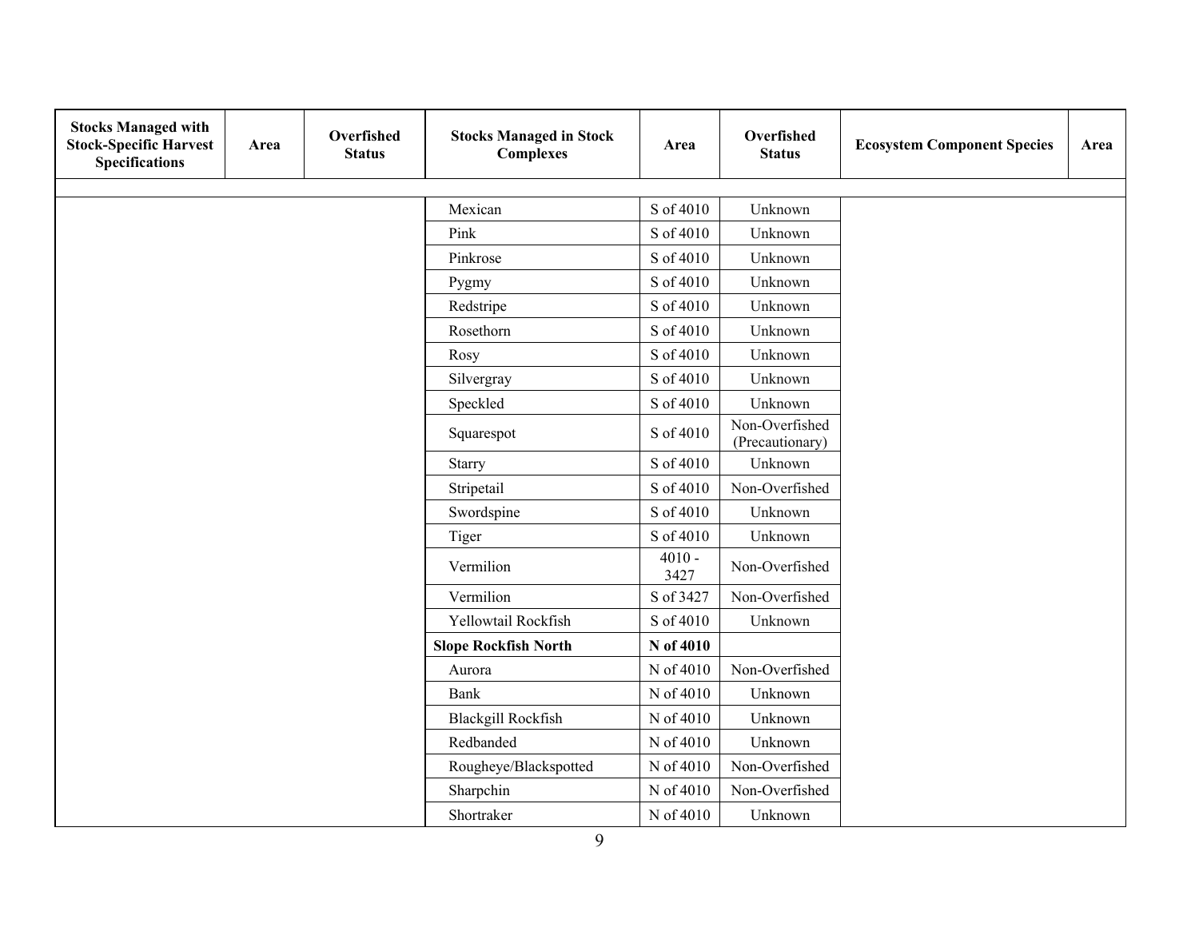| Stocks Managed with Stock-Specific Harvest Specifications | Area | Overfished Status | Stocks Managed in Stock Complexes | Area | Overfished Status | Ecosystem Component Species | Area |
|---|---|---|---|---|---|---|---|
| | | | | | | | |
| | | | Mexican | S of 4010 | Unknown | | |
| | | | Pink | S of 4010 | Unknown | | |
| | | | Pinkrose | S of 4010 | Unknown | | |
| | | | Pygmy | S of 4010 | Unknown | | |
| | | | Redstripe | S of 4010 | Unknown | | |
| | | | Rosethorn | S of 4010 | Unknown | | |
| | | | Rosy | S of 4010 | Unknown | | |
| | | | Silvergray | S of 4010 | Unknown | | |
| | | | Speckled | S of 4010 | Unknown | | |
| | | | Squarespot | S of 4010 | Non-Overfished (Precautionary) | | |
| | | | Starry | S of 4010 | Unknown | | |
| | | | Stripetail | S of 4010 | Non-Overfished | | |
| | | | Swordspine | S of 4010 | Unknown | | |
| | | | Tiger | S of 4010 | Unknown | | |
| | | | Vermilion | 4010 - 3427 | Non-Overfished | | |
| | | | Vermilion | S of 3427 | Non-Overfished | | |
| | | | Yellowtail Rockfish | S of 4010 | Unknown | | |
| | | | **Slope Rockfish North** | **N of 4010** | | | |
| | | | Aurora | N of 4010 | Non-Overfished | | |
| | | | Bank | N of 4010 | Unknown | | |
| | | | Blackgill Rockfish | N of 4010 | Unknown | | |
| | | | Redbanded | N of 4010 | Unknown | | |
| | | | Rougheye/Blackspotted | N of 4010 | Non-Overfished | | |
| | | | Sharpchin | N of 4010 | Non-Overfished | | |
| | | | Shortraker | N of 4010 | Unknown | | |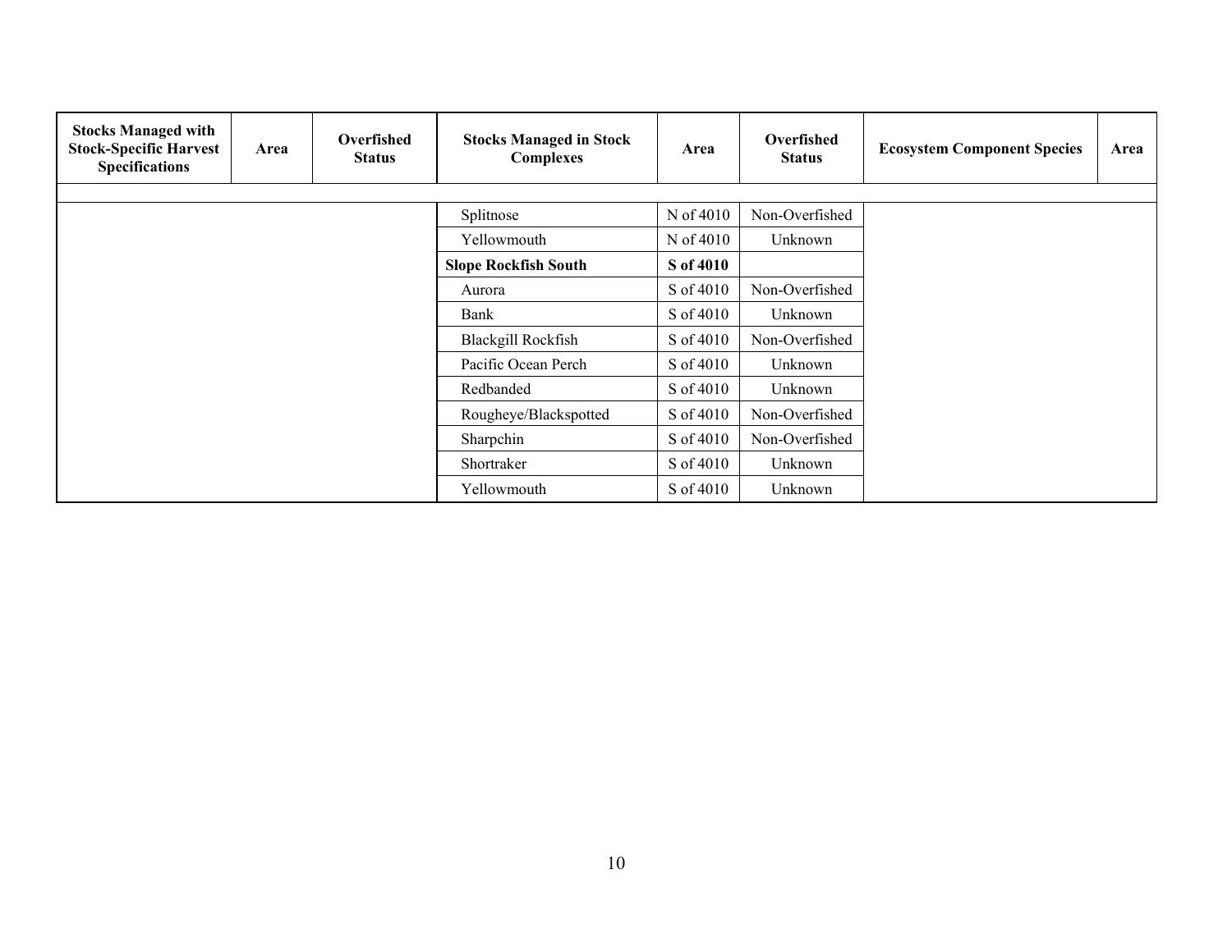| Stocks Managed with Stock-Specific Harvest Specifications | Area | Overfished Status | Stocks Managed in Stock Complexes | Area | Overfished Status | Ecosystem Component Species | Area |
|---|---|---|---|---|---|---|---|
| | | | | | | | |
| | | | Splitnose | N of 4010 | Non-Overfished | | |
| | | | Yellowmouth | N of 4010 | Unknown | | |
| | | | **Slope Rockfish South** | **S of 4010** | | | |
| | | | Aurora | S of 4010 | Non-Overfished | | |
| | | | Bank | S of 4010 | Unknown | | |
| | | | Blackgill Rockfish | S of 4010 | Non-Overfished | | |
| | | | Pacific Ocean Perch | S of 4010 | Unknown | | |
| | | | Redbanded | S of 4010 | Unknown | | |
| | | | Rougheye/Blackspotted | S of 4010 | Non-Overfished | | |
| | | | Sharpchin | S of 4010 | Non-Overfished | | |
| | | | Shortraker | S of 4010 | Unknown | | |
| | | | Yellowmouth | S of 4010 | Unknown | | |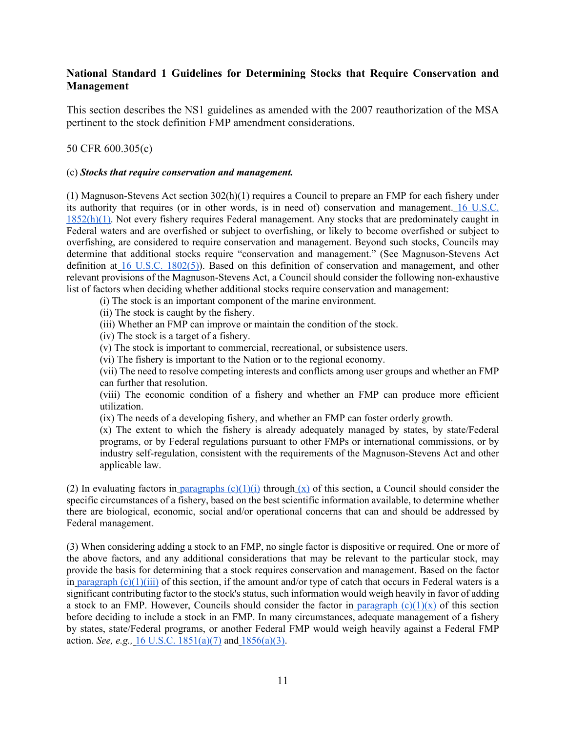**National Standard 1 Guidelines for Determining Stocks that Require Conservation and Management**

This section describes the NS1 guidelines as amended with the 2007 reauthorization of the MSA pertinent to the stock definition FMP amendment considerations.

50 CFR 600.305(c)

(c) ***Stocks that require conservation and management.***

(1) Magnuson-Stevens Act section 302(h)(1) requires a Council to prepare an FMP for each fishery under its authority that requires (or in other words, is in need of) conservation and management. 16 U.S.C. 1852(h)(1). Not every fishery requires Federal management. Any stocks that are predominately caught in Federal waters and are overfished or subject to overfishing, or likely to become overfished or subject to overfishing, are considered to require conservation and management. Beyond such stocks, Councils may determine that additional stocks require "conservation and management." (See Magnuson-Stevens Act definition at 16 U.S.C. 1802(5)). Based on this definition of conservation and management, and other relevant provisions of the Magnuson-Stevens Act, a Council should consider the following non-exhaustive list of factors when deciding whether additional stocks require conservation and management:

(i) The stock is an important component of the marine environment.
(ii) The stock is caught by the fishery.
(iii) Whether an FMP can improve or maintain the condition of the stock.
(iv) The stock is a target of a fishery.
(v) The stock is important to commercial, recreational, or subsistence users.
(vi) The fishery is important to the Nation or to the regional economy.
(vii) The need to resolve competing interests and conflicts among user groups and whether an FMP can further that resolution.
(viii) The economic condition of a fishery and whether an FMP can produce more efficient utilization.
(ix) The needs of a developing fishery, and whether an FMP can foster orderly growth.
(x) The extent to which the fishery is already adequately managed by states, by state/Federal programs, or by Federal regulations pursuant to other FMPs or international commissions, or by industry self-regulation, consistent with the requirements of the Magnuson-Stevens Act and other applicable law.

(2) In evaluating factors in paragraphs (c)(1)(i) through (x) of this section, a Council should consider the specific circumstances of a fishery, based on the best scientific information available, to determine whether there are biological, economic, social and/or operational concerns that can and should be addressed by Federal management.

(3) When considering adding a stock to an FMP, no single factor is dispositive or required. One or more of the above factors, and any additional considerations that may be relevant to the particular stock, may provide the basis for determining that a stock requires conservation and management. Based on the factor in paragraph (c)(1)(iii) of this section, if the amount and/or type of catch that occurs in Federal waters is a significant contributing factor to the stock's status, such information would weigh heavily in favor of adding a stock to an FMP. However, Councils should consider the factor in paragraph (c)(1)(x) of this section before deciding to include a stock in an FMP. In many circumstances, adequate management of a fishery by states, state/Federal programs, or another Federal FMP would weigh heavily against a Federal FMP action. *See, e.g.,* 16 U.S.C. 1851(a)(7) and 1856(a)(3).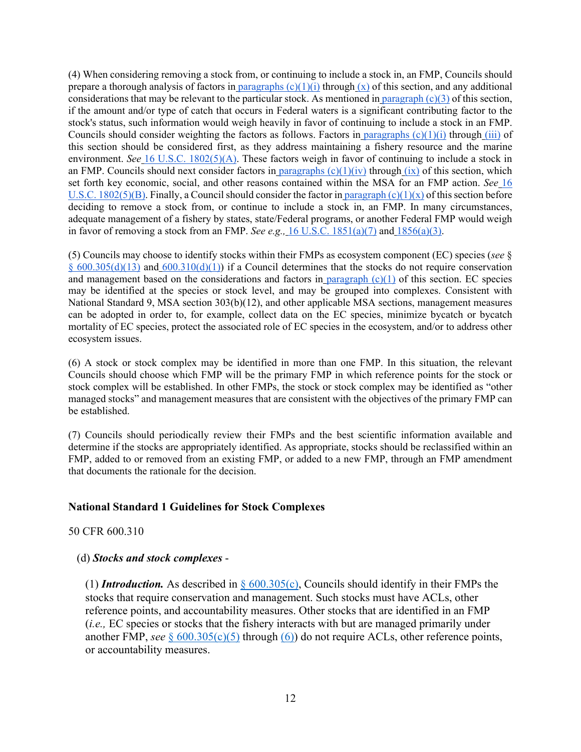(4) When considering removing a stock from, or continuing to include a stock in, an FMP, Councils should prepare a thorough analysis of factors in paragraphs (c)(1)(i) through (x) of this section, and any additional considerations that may be relevant to the particular stock. As mentioned in paragraph (c)(3) of this section, if the amount and/or type of catch that occurs in Federal waters is a significant contributing factor to the stock's status, such information would weigh heavily in favor of continuing to include a stock in an FMP. Councils should consider weighting the factors as follows. Factors in paragraphs (c)(1)(i) through (iii) of this section should be considered first, as they address maintaining a fishery resource and the marine environment. *See* 16 U.S.C. 1802(5)(A). These factors weigh in favor of continuing to include a stock in an FMP. Councils should next consider factors in paragraphs (c)(1)(iv) through (ix) of this section, which set forth key economic, social, and other reasons contained within the MSA for an FMP action. *See* 16 U.S.C. 1802(5)(B). Finally, a Council should consider the factor in paragraph (c)(1)(x) of this section before deciding to remove a stock from, or continue to include a stock in, an FMP. In many circumstances, adequate management of a fishery by states, state/Federal programs, or another Federal FMP would weigh in favor of removing a stock from an FMP. *See e.g.,* 16 U.S.C. 1851(a)(7) and 1856(a)(3).

(5) Councils may choose to identify stocks within their FMPs as ecosystem component (EC) species (*see* § § 600.305(d)(13) and 600.310(d)(1)) if a Council determines that the stocks do not require conservation and management based on the considerations and factors in paragraph (c)(1) of this section. EC species may be identified at the species or stock level, and may be grouped into complexes. Consistent with National Standard 9, MSA section 303(b)(12), and other applicable MSA sections, management measures can be adopted in order to, for example, collect data on the EC species, minimize bycatch or bycatch mortality of EC species, protect the associated role of EC species in the ecosystem, and/or to address other ecosystem issues.

(6) A stock or stock complex may be identified in more than one FMP. In this situation, the relevant Councils should choose which FMP will be the primary FMP in which reference points for the stock or stock complex will be established. In other FMPs, the stock or stock complex may be identified as "other managed stocks" and management measures that are consistent with the objectives of the primary FMP can be established.

(7) Councils should periodically review their FMPs and the best scientific information available and determine if the stocks are appropriately identified. As appropriate, stocks should be reclassified within an FMP, added to or removed from an existing FMP, or added to a new FMP, through an FMP amendment that documents the rationale for the decision.

### National Standard 1 Guidelines for Stock Complexes

50 CFR 600.310

(d) ***Stocks and stock complexes*** -

(1) ***Introduction.*** As described in § 600.305(c), Councils should identify in their FMPs the stocks that require conservation and management. Such stocks must have ACLs, other reference points, and accountability measures. Other stocks that are identified in an FMP (*i.e.,* EC species or stocks that the fishery interacts with but are managed primarily under another FMP, *see* § 600.305(c)(5) through (6)) do not require ACLs, other reference points, or accountability measures.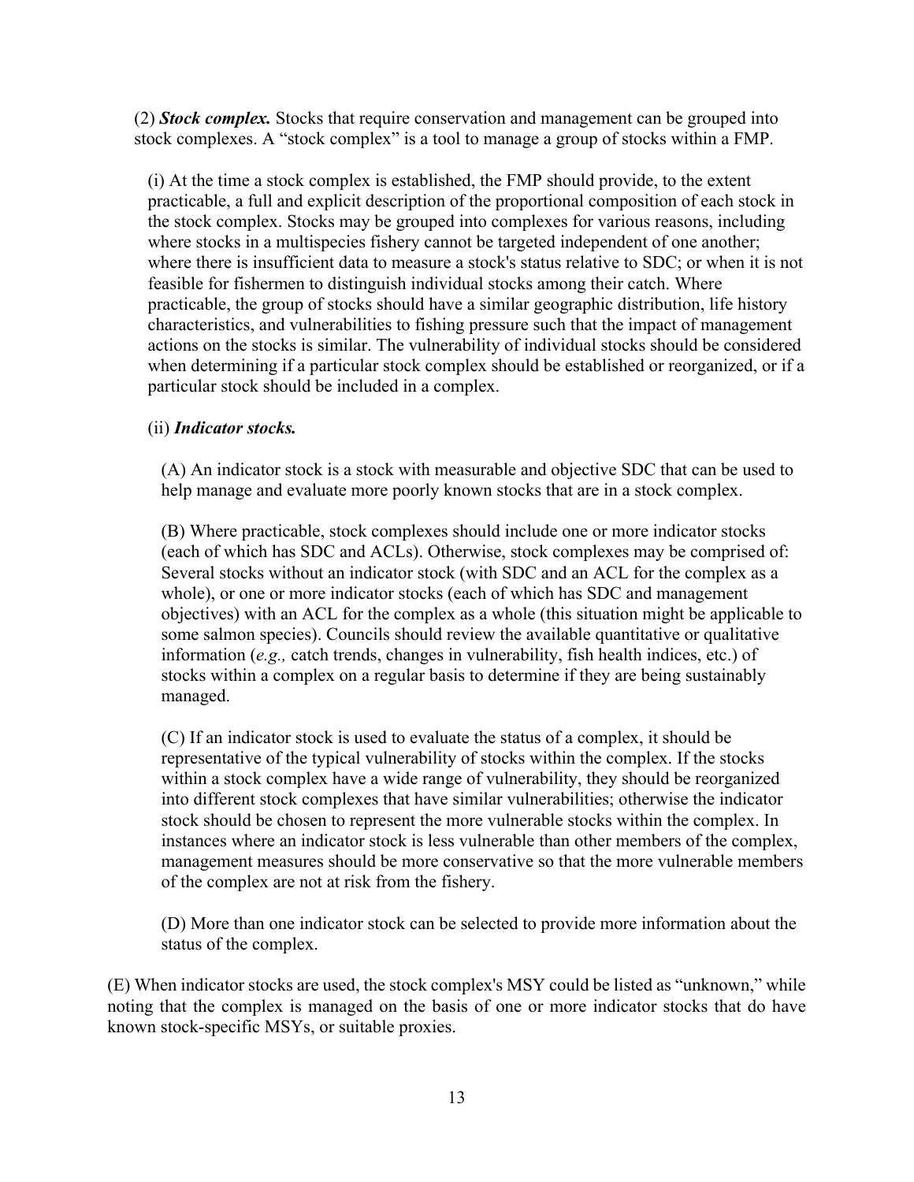(2) ***Stock complex.*** Stocks that require conservation and management can be grouped into stock complexes. A "stock complex" is a tool to manage a group of stocks within a FMP.

(i) At the time a stock complex is established, the FMP should provide, to the extent practicable, a full and explicit description of the proportional composition of each stock in the stock complex. Stocks may be grouped into complexes for various reasons, including where stocks in a multispecies fishery cannot be targeted independent of one another; where there is insufficient data to measure a stock's status relative to SDC; or when it is not feasible for fishermen to distinguish individual stocks among their catch. Where practicable, the group of stocks should have a similar geographic distribution, life history characteristics, and vulnerabilities to fishing pressure such that the impact of management actions on the stocks is similar. The vulnerability of individual stocks should be considered when determining if a particular stock complex should be established or reorganized, or if a particular stock should be included in a complex.

(ii) ***Indicator stocks.***

(A) An indicator stock is a stock with measurable and objective SDC that can be used to help manage and evaluate more poorly known stocks that are in a stock complex.

(B) Where practicable, stock complexes should include one or more indicator stocks (each of which has SDC and ACLs). Otherwise, stock complexes may be comprised of: Several stocks without an indicator stock (with SDC and an ACL for the complex as a whole), or one or more indicator stocks (each of which has SDC and management objectives) with an ACL for the complex as a whole (this situation might be applicable to some salmon species). Councils should review the available quantitative or qualitative information (*e.g.,* catch trends, changes in vulnerability, fish health indices, etc.) of stocks within a complex on a regular basis to determine if they are being sustainably managed.

(C) If an indicator stock is used to evaluate the status of a complex, it should be representative of the typical vulnerability of stocks within the complex. If the stocks within a stock complex have a wide range of vulnerability, they should be reorganized into different stock complexes that have similar vulnerabilities; otherwise the indicator stock should be chosen to represent the more vulnerable stocks within the complex. In instances where an indicator stock is less vulnerable than other members of the complex, management measures should be more conservative so that the more vulnerable members of the complex are not at risk from the fishery.

(D) More than one indicator stock can be selected to provide more information about the status of the complex.

(E) When indicator stocks are used, the stock complex's MSY could be listed as "unknown," while noting that the complex is managed on the basis of one or more indicator stocks that do have known stock-specific MSYs, or suitable proxies.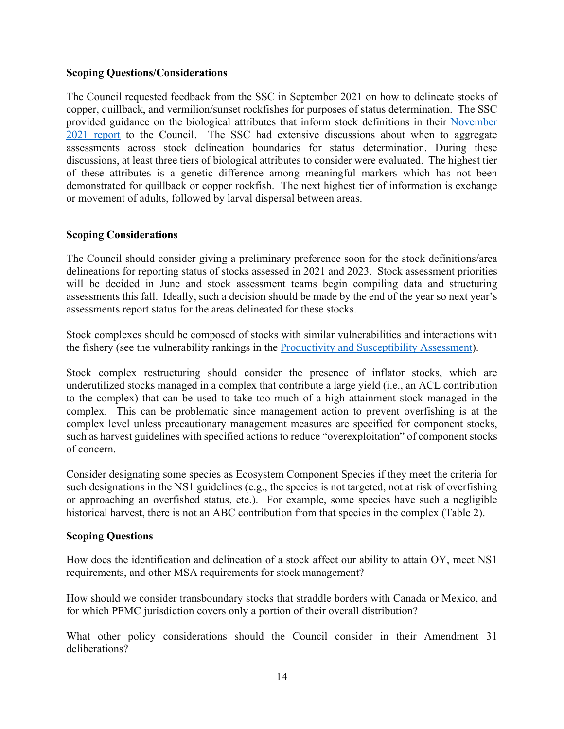**Scoping Questions/Considerations**

The Council requested feedback from the SSC in September 2021 on how to delineate stocks of copper, quillback, and vermilion/sunset rockfishes for purposes of status determination. The SSC provided guidance on the biological attributes that inform stock definitions in their November 2021 report to the Council. The SSC had extensive discussions about when to aggregate assessments across stock delineation boundaries for status determination. During these discussions, at least three tiers of biological attributes to consider were evaluated. The highest tier of these attributes is a genetic difference among meaningful markers which has not been demonstrated for quillback or copper rockfish. The next highest tier of information is exchange or movement of adults, followed by larval dispersal between areas.

**Scoping Considerations**

The Council should consider giving a preliminary preference soon for the stock definitions/area delineations for reporting status of stocks assessed in 2021 and 2023. Stock assessment priorities will be decided in June and stock assessment teams begin compiling data and structuring assessments this fall. Ideally, such a decision should be made by the end of the year so next year's assessments report status for the areas delineated for these stocks.

Stock complexes should be composed of stocks with similar vulnerabilities and interactions with the fishery (see the vulnerability rankings in the Productivity and Susceptibility Assessment).

Stock complex restructuring should consider the presence of inflator stocks, which are underutilized stocks managed in a complex that contribute a large yield (i.e., an ACL contribution to the complex) that can be used to take too much of a high attainment stock managed in the complex. This can be problematic since management action to prevent overfishing is at the complex level unless precautionary management measures are specified for component stocks, such as harvest guidelines with specified actions to reduce "overexploitation" of component stocks of concern.

Consider designating some species as Ecosystem Component Species if they meet the criteria for such designations in the NS1 guidelines (e.g., the species is not targeted, not at risk of overfishing or approaching an overfished status, etc.). For example, some species have such a negligible historical harvest, there is not an ABC contribution from that species in the complex (Table 2).

**Scoping Questions**

How does the identification and delineation of a stock affect our ability to attain OY, meet NS1 requirements, and other MSA requirements for stock management?

How should we consider transboundary stocks that straddle borders with Canada or Mexico, and for which PFMC jurisdiction covers only a portion of their overall distribution?

What other policy considerations should the Council consider in their Amendment 31 deliberations?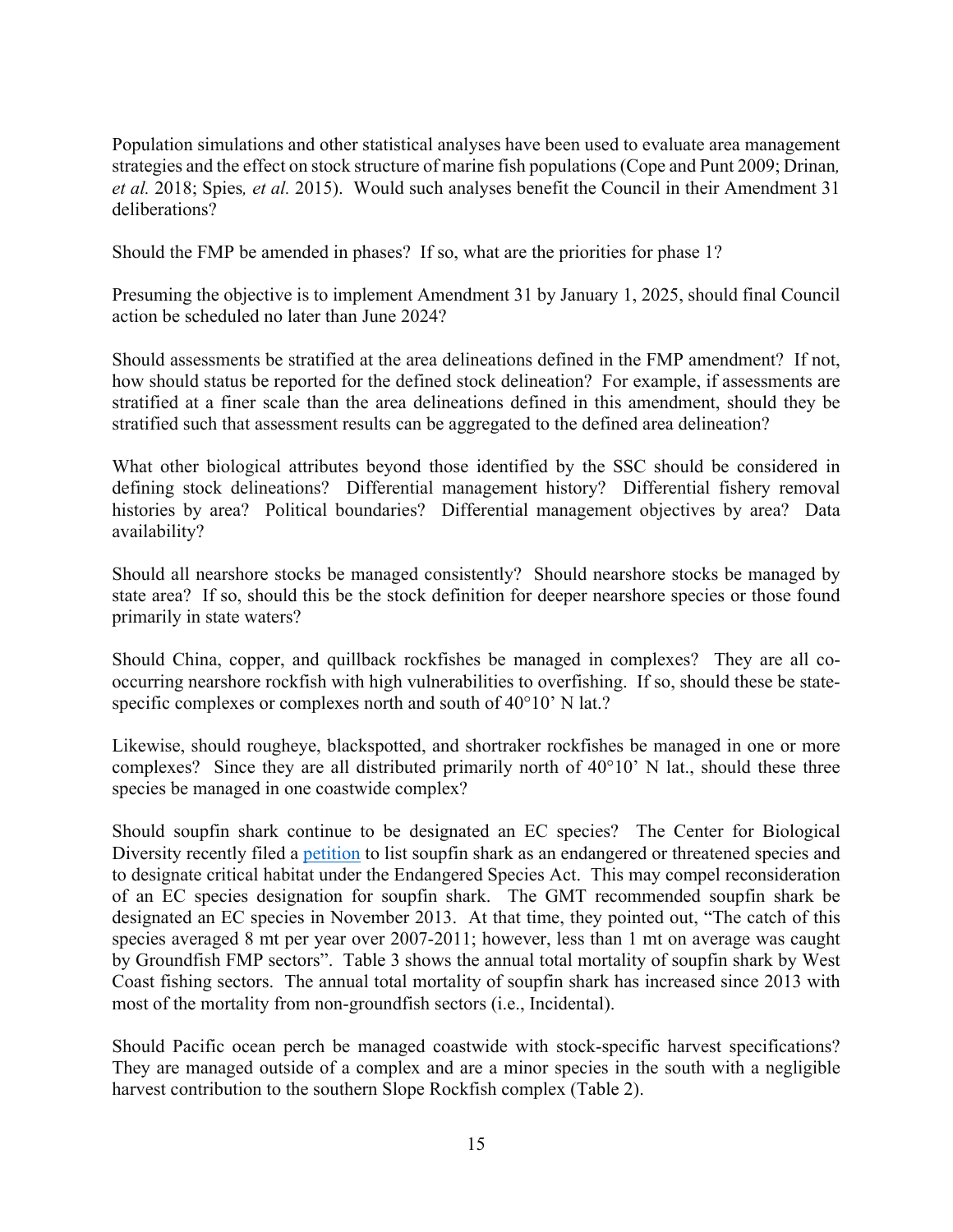Population simulations and other statistical analyses have been used to evaluate area management strategies and the effect on stock structure of marine fish populations (Cope and Punt 2009; Drinan, *et al.* 2018; Spies, *et al.* 2015). Would such analyses benefit the Council in their Amendment 31 deliberations?

Should the FMP be amended in phases? If so, what are the priorities for phase 1?

Presuming the objective is to implement Amendment 31 by January 1, 2025, should final Council action be scheduled no later than June 2024?

Should assessments be stratified at the area delineations defined in the FMP amendment? If not, how should status be reported for the defined stock delineation? For example, if assessments are stratified at a finer scale than the area delineations defined in this amendment, should they be stratified such that assessment results can be aggregated to the defined area delineation?

What other biological attributes beyond those identified by the SSC should be considered in defining stock delineations? Differential management history? Differential fishery removal histories by area? Political boundaries? Differential management objectives by area? Data availability?

Should all nearshore stocks be managed consistently? Should nearshore stocks be managed by state area? If so, should this be the stock definition for deeper nearshore species or those found primarily in state waters?

Should China, copper, and quillback rockfishes be managed in complexes? They are all co-occurring nearshore rockfish with high vulnerabilities to overfishing. If so, should these be state-specific complexes or complexes north and south of 40°10' N lat.?

Likewise, should rougheye, blackspotted, and shortraker rockfishes be managed in one or more complexes? Since they are all distributed primarily north of 40°10' N lat., should these three species be managed in one coastwide complex?

Should soupfin shark continue to be designated an EC species? The Center for Biological Diversity recently filed a petition to list soupfin shark as an endangered or threatened species and to designate critical habitat under the Endangered Species Act. This may compel reconsideration of an EC species designation for soupfin shark. The GMT recommended soupfin shark be designated an EC species in November 2013. At that time, they pointed out, "The catch of this species averaged 8 mt per year over 2007-2011; however, less than 1 mt on average was caught by Groundfish FMP sectors". Table 3 shows the annual total mortality of soupfin shark by West Coast fishing sectors. The annual total mortality of soupfin shark has increased since 2013 with most of the mortality from non-groundfish sectors (i.e., Incidental).

Should Pacific ocean perch be managed coastwide with stock-specific harvest specifications? They are managed outside of a complex and are a minor species in the south with a negligible harvest contribution to the southern Slope Rockfish complex (Table 2).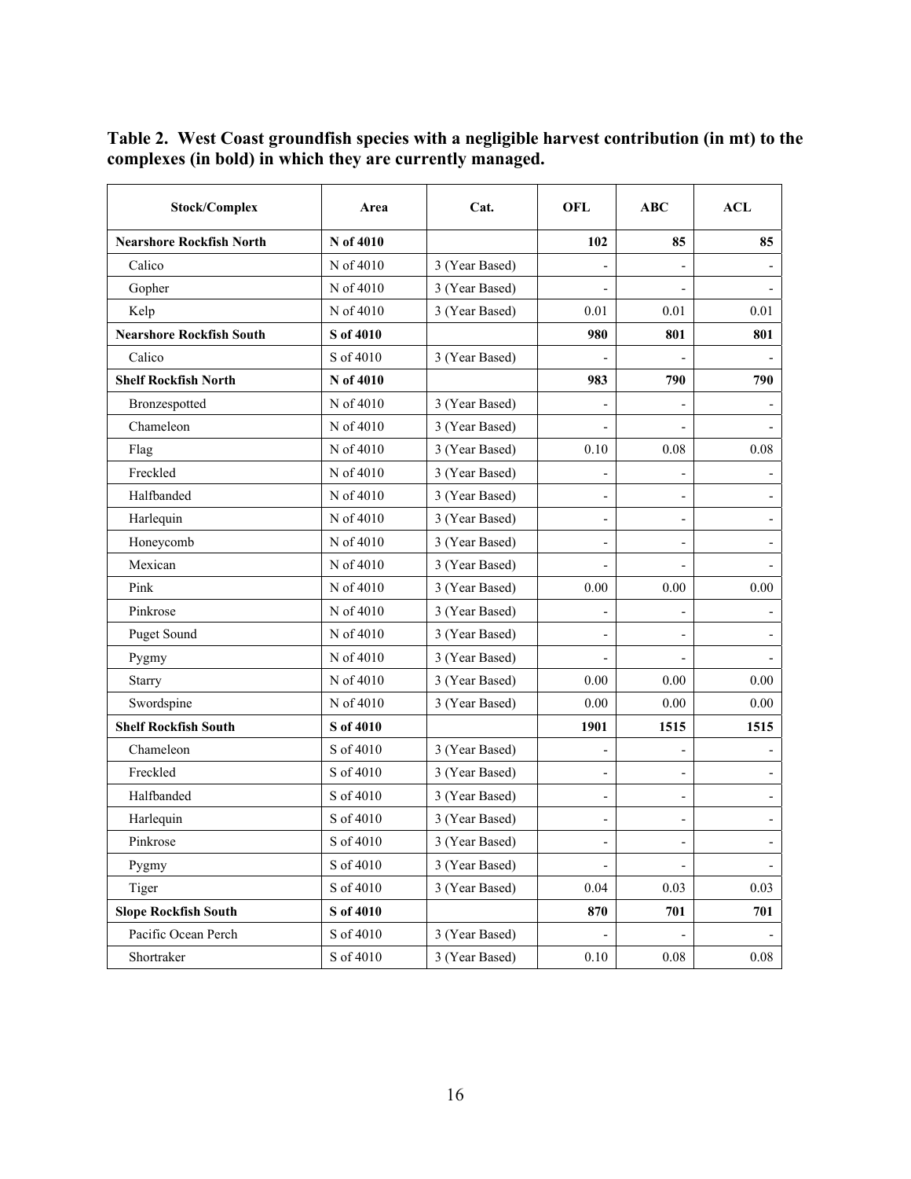**Table 2. West Coast groundfish species with a negligible harvest contribution (in mt) to the complexes (in bold) in which they are currently managed.**

| Stock/Complex | Area | Cat. | OFL | ABC | ACL |
|---|---|---|---|---|---|
| **Nearshore Rockfish North** | **N of 4010** | | **102** | **85** | **85** |
| Calico | N of 4010 | 3 (Year Based) | - | - | - |
| Gopher | N of 4010 | 3 (Year Based) | - | - | - |
| Kelp | N of 4010 | 3 (Year Based) | 0.01 | 0.01 | 0.01 |
| **Nearshore Rockfish South** | **S of 4010** | | **980** | **801** | **801** |
| Calico | S of 4010 | 3 (Year Based) | - | - | - |
| **Shelf Rockfish North** | **N of 4010** | | **983** | **790** | **790** |
| Bronzespotted | N of 4010 | 3 (Year Based) | - | - | - |
| Chameleon | N of 4010 | 3 (Year Based) | - | - | - |
| Flag | N of 4010 | 3 (Year Based) | 0.10 | 0.08 | 0.08 |
| Freckled | N of 4010 | 3 (Year Based) | - | - | - |
| Halfbanded | N of 4010 | 3 (Year Based) | - | - | - |
| Harlequin | N of 4010 | 3 (Year Based) | - | - | - |
| Honeycomb | N of 4010 | 3 (Year Based) | - | - | - |
| Mexican | N of 4010 | 3 (Year Based) | - | - | - |
| Pink | N of 4010 | 3 (Year Based) | 0.00 | 0.00 | 0.00 |
| Pinkrose | N of 4010 | 3 (Year Based) | - | - | - |
| Puget Sound | N of 4010 | 3 (Year Based) | - | - | - |
| Pygmy | N of 4010 | 3 (Year Based) | - | - | - |
| Starry | N of 4010 | 3 (Year Based) | 0.00 | 0.00 | 0.00 |
| Swordspine | N of 4010 | 3 (Year Based) | 0.00 | 0.00 | 0.00 |
| **Shelf Rockfish South** | **S of 4010** | | **1901** | **1515** | **1515** |
| Chameleon | S of 4010 | 3 (Year Based) | - | - | - |
| Freckled | S of 4010 | 3 (Year Based) | - | - | - |
| Halfbanded | S of 4010 | 3 (Year Based) | - | - | - |
| Harlequin | S of 4010 | 3 (Year Based) | - | - | - |
| Pinkrose | S of 4010 | 3 (Year Based) | - | - | - |
| Pygmy | S of 4010 | 3 (Year Based) | - | - | - |
| Tiger | S of 4010 | 3 (Year Based) | 0.04 | 0.03 | 0.03 |
| **Slope Rockfish South** | **S of 4010** | | **870** | **701** | **701** |
| Pacific Ocean Perch | S of 4010 | 3 (Year Based) | - | - | - |
| Shortraker | S of 4010 | 3 (Year Based) | 0.10 | 0.08 | 0.08 |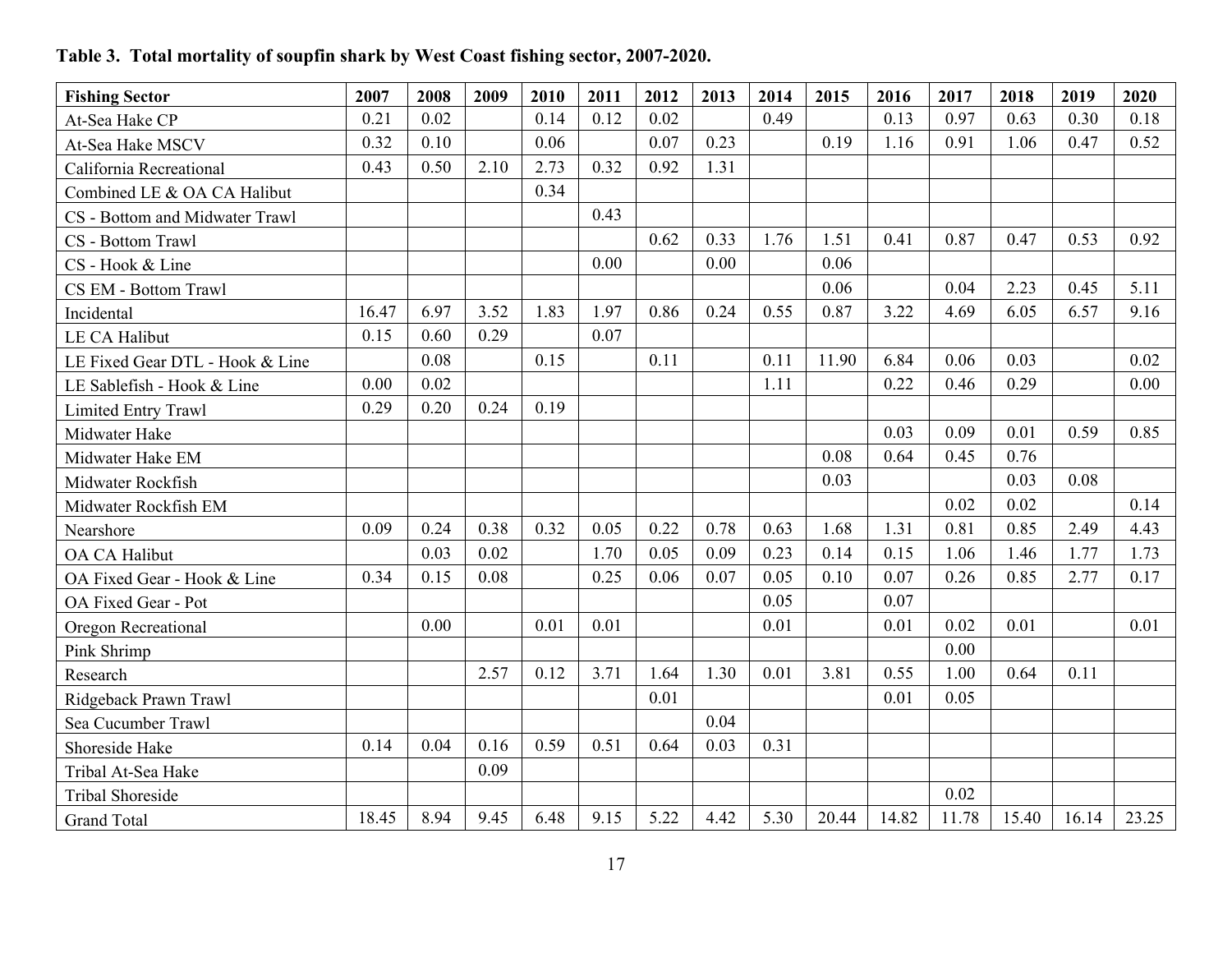**Table 3. Total mortality of soupfin shark by West Coast fishing sector, 2007-2020.**

| Fishing Sector | 2007 | 2008 | 2009 | 2010 | 2011 | 2012 | 2013 | 2014 | 2015 | 2016 | 2017 | 2018 | 2019 | 2020 |
|---|---|---|---|---|---|---|---|---|---|---|---|---|---|---|
| At-Sea Hake CP | 0.21 | 0.02 | | 0.14 | 0.12 | 0.02 | | 0.49 | | 0.13 | 0.97 | 0.63 | 0.30 | 0.18 |
| At-Sea Hake MSCV | 0.32 | 0.10 | | 0.06 | | 0.07 | 0.23 | | 0.19 | 1.16 | 0.91 | 1.06 | 0.47 | 0.52 |
| California Recreational | 0.43 | 0.50 | 2.10 | 2.73 | 0.32 | 0.92 | 1.31 | | | | | | | |
| Combined LE & OA CA Halibut | | | | 0.34 | | | | | | | | | | |
| CS - Bottom and Midwater Trawl | | | | | 0.43 | | | | | | | | | |
| CS - Bottom Trawl | | | | | | 0.62 | 0.33 | 1.76 | 1.51 | 0.41 | 0.87 | 0.47 | 0.53 | 0.92 |
| CS - Hook & Line | | | | | 0.00 | | 0.00 | | 0.06 | | | | | |
| CS EM - Bottom Trawl | | | | | | | | | 0.06 | | 0.04 | 2.23 | 0.45 | 5.11 |
| Incidental | 16.47 | 6.97 | 3.52 | 1.83 | 1.97 | 0.86 | 0.24 | 0.55 | 0.87 | 3.22 | 4.69 | 6.05 | 6.57 | 9.16 |
| LE CA Halibut | 0.15 | 0.60 | 0.29 | | 0.07 | | | | | | | | | |
| LE Fixed Gear DTL - Hook & Line | | 0.08 | | 0.15 | | 0.11 | | 0.11 | 11.90 | 6.84 | 0.06 | 0.03 | | 0.02 |
| LE Sablefish - Hook & Line | 0.00 | 0.02 | | | | | | 1.11 | | 0.22 | 0.46 | 0.29 | | 0.00 |
| Limited Entry Trawl | 0.29 | 0.20 | 0.24 | 0.19 | | | | | | | | | | |
| Midwater Hake | | | | | | | | | | 0.03 | 0.09 | 0.01 | 0.59 | 0.85 |
| Midwater Hake EM | | | | | | | | | 0.08 | 0.64 | 0.45 | 0.76 | | |
| Midwater Rockfish | | | | | | | | | 0.03 | | | 0.03 | 0.08 | |
| Midwater Rockfish EM | | | | | | | | | | | 0.02 | 0.02 | | 0.14 |
| Nearshore | 0.09 | 0.24 | 0.38 | 0.32 | 0.05 | 0.22 | 0.78 | 0.63 | 1.68 | 1.31 | 0.81 | 0.85 | 2.49 | 4.43 |
| OA CA Halibut | | 0.03 | 0.02 | | 1.70 | 0.05 | 0.09 | 0.23 | 0.14 | 0.15 | 1.06 | 1.46 | 1.77 | 1.73 |
| OA Fixed Gear - Hook & Line | 0.34 | 0.15 | 0.08 | | 0.25 | 0.06 | 0.07 | 0.05 | 0.10 | 0.07 | 0.26 | 0.85 | 2.77 | 0.17 |
| OA Fixed Gear - Pot | | | | | | | | 0.05 | | 0.07 | | | | |
| Oregon Recreational | | 0.00 | | 0.01 | 0.01 | | | 0.01 | | 0.01 | 0.02 | 0.01 | | 0.01 |
| Pink Shrimp | | | | | | | | | | | 0.00 | | | |
| Research | | | 2.57 | 0.12 | 3.71 | 1.64 | 1.30 | 0.01 | 3.81 | 0.55 | 1.00 | 0.64 | 0.11 | |
| Ridgeback Prawn Trawl | | | | | | 0.01 | | | | 0.01 | 0.05 | | | |
| Sea Cucumber Trawl | | | | | | | 0.04 | | | | | | | |
| Shoreside Hake | 0.14 | 0.04 | 0.16 | 0.59 | 0.51 | 0.64 | 0.03 | 0.31 | | | | | | |
| Tribal At-Sea Hake | | | 0.09 | | | | | | | | | | | |
| Tribal Shoreside | | | | | | | | | | | 0.02 | | | |
| Grand Total | 18.45 | 8.94 | 9.45 | 6.48 | 9.15 | 5.22 | 4.42 | 5.30 | 20.44 | 14.82 | 11.78 | 15.40 | 16.14 | 23.25 |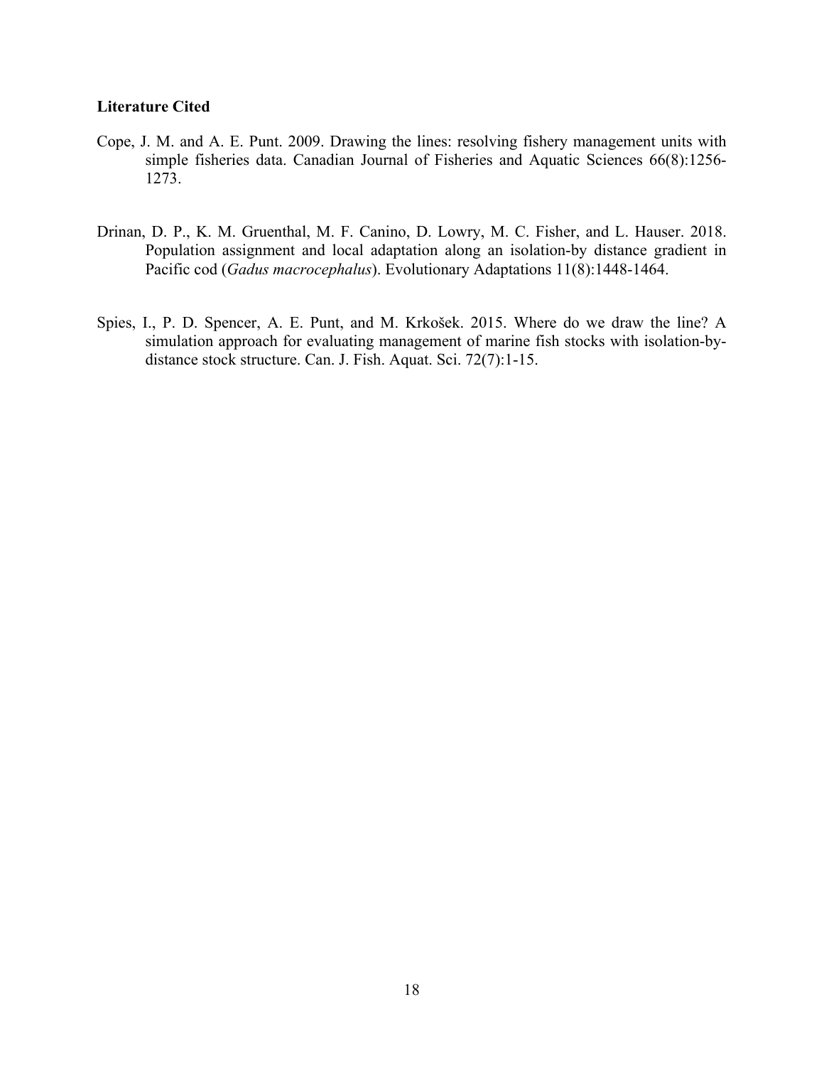**Literature Cited**

Cope, J. M. and A. E. Punt. 2009. Drawing the lines: resolving fishery management units with simple fisheries data. Canadian Journal of Fisheries and Aquatic Sciences 66(8):1256-1273.

Drinan, D. P., K. M. Gruenthal, M. F. Canino, D. Lowry, M. C. Fisher, and L. Hauser. 2018. Population assignment and local adaptation along an isolation-by distance gradient in Pacific cod (*Gadus macrocephalus*). Evolutionary Adaptations 11(8):1448-1464.

Spies, I., P. D. Spencer, A. E. Punt, and M. Krkošek. 2015. Where do we draw the line? A simulation approach for evaluating management of marine fish stocks with isolation-by-distance stock structure. Can. J. Fish. Aquat. Sci. 72(7):1-15.